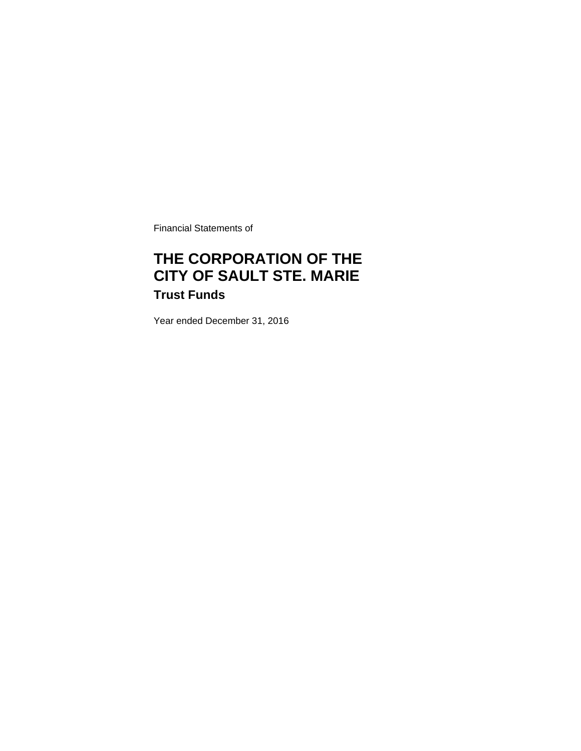Financial Statements of

# THE CORPORATION OF THE CITY OF SAULT STE. MARIE

## Trust Funds

Year ended December 31, 2016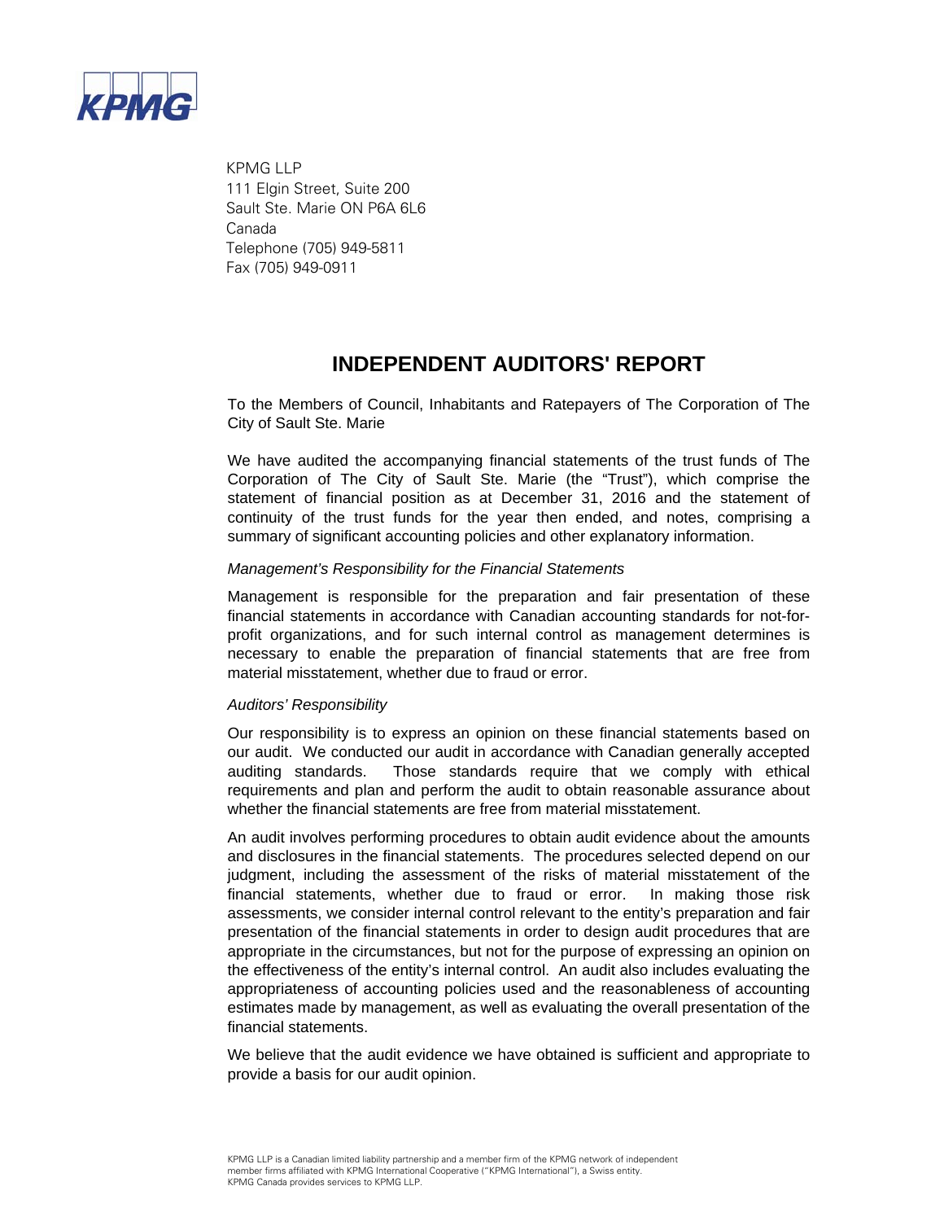KPMG LLP
111 Elgin Street, Suite 200
Sault Ste. Marie ON P6A 6L6
Canada
Telephone (705) 949-5811
Fax (705) 949-0911

# INDEPENDENT AUDITORS' REPORT

To the Members of Council, Inhabitants and Ratepayers of The Corporation of The City of Sault Ste. Marie

We have audited the accompanying financial statements of the trust funds of The Corporation of The City of Sault Ste. Marie (the "Trust"), which comprise the statement of financial position as at December 31, 2016 and the statement of continuity of the trust funds for the year then ended, and notes, comprising a summary of significant accounting policies and other explanatory information.

*Management's Responsibility for the Financial Statements*

Management is responsible for the preparation and fair presentation of these financial statements in accordance with Canadian accounting standards for not-for-profit organizations, and for such internal control as management determines is necessary to enable the preparation of financial statements that are free from material misstatement, whether due to fraud or error.

*Auditors' Responsibility*

Our responsibility is to express an opinion on these financial statements based on our audit. We conducted our audit in accordance with Canadian generally accepted auditing standards. Those standards require that we comply with ethical requirements and plan and perform the audit to obtain reasonable assurance about whether the financial statements are free from material misstatement.

An audit involves performing procedures to obtain audit evidence about the amounts and disclosures in the financial statements. The procedures selected depend on our judgment, including the assessment of the risks of material misstatement of the financial statements, whether due to fraud or error. In making those risk assessments, we consider internal control relevant to the entity's preparation and fair presentation of the financial statements in order to design audit procedures that are appropriate in the circumstances, but not for the purpose of expressing an opinion on the effectiveness of the entity's internal control. An audit also includes evaluating the appropriateness of accounting policies used and the reasonableness of accounting estimates made by management, as well as evaluating the overall presentation of the financial statements.

We believe that the audit evidence we have obtained is sufficient and appropriate to provide a basis for our audit opinion.

KPMG LLP is a Canadian limited liability partnership and a member firm of the KPMG network of independent member firms affiliated with KPMG International Cooperative ("KPMG International"), a Swiss entity. KPMG Canada provides services to KPMG LLP.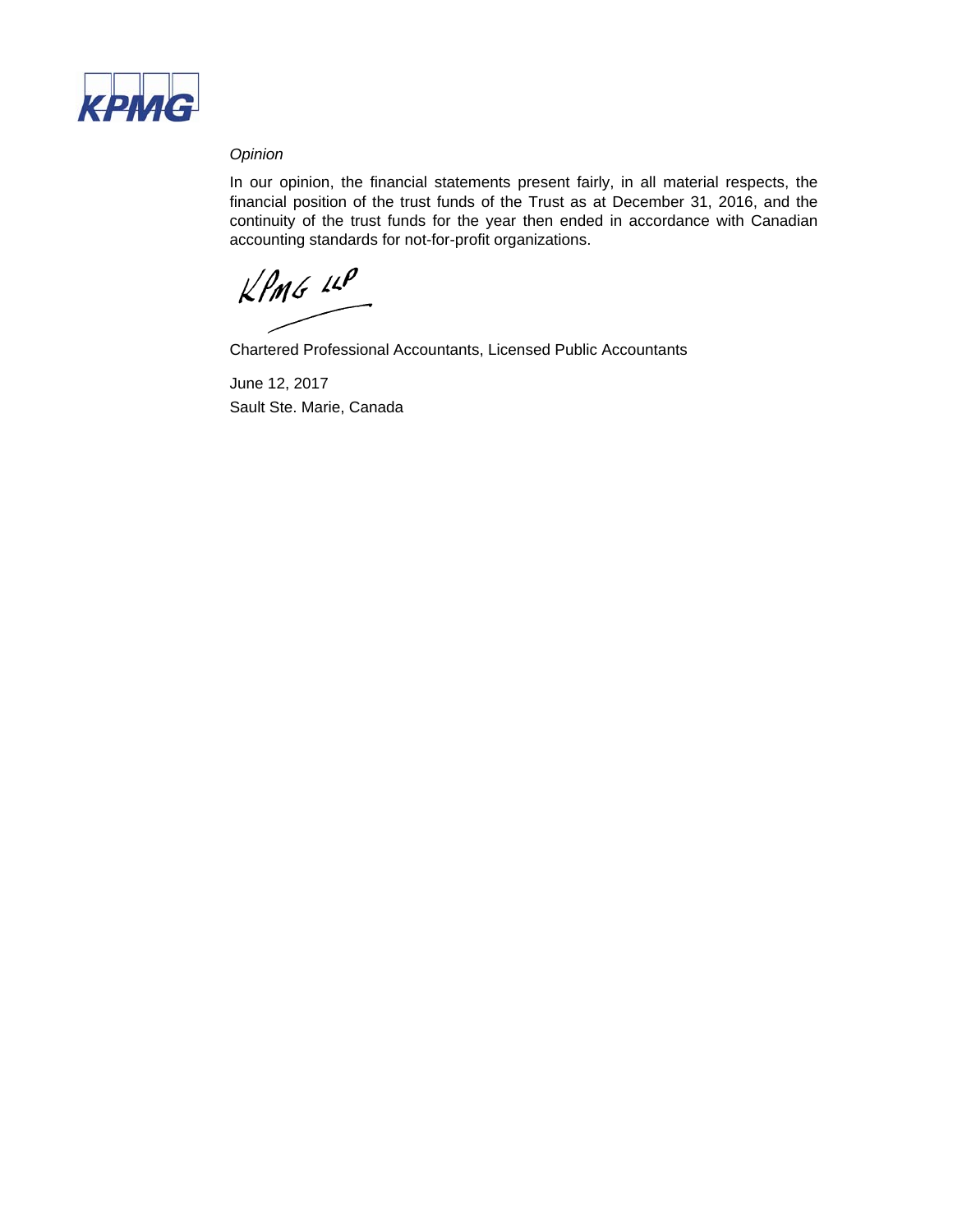*Opinion*

In our opinion, the financial statements present fairly, in all material respects, the financial position of the trust funds of the Trust as at December 31, 2016, and the continuity of the trust funds for the year then ended in accordance with Canadian accounting standards for not-for-profit organizations.

KPMG LLP

Chartered Professional Accountants, Licensed Public Accountants

June 12, 2017

Sault Ste. Marie, Canada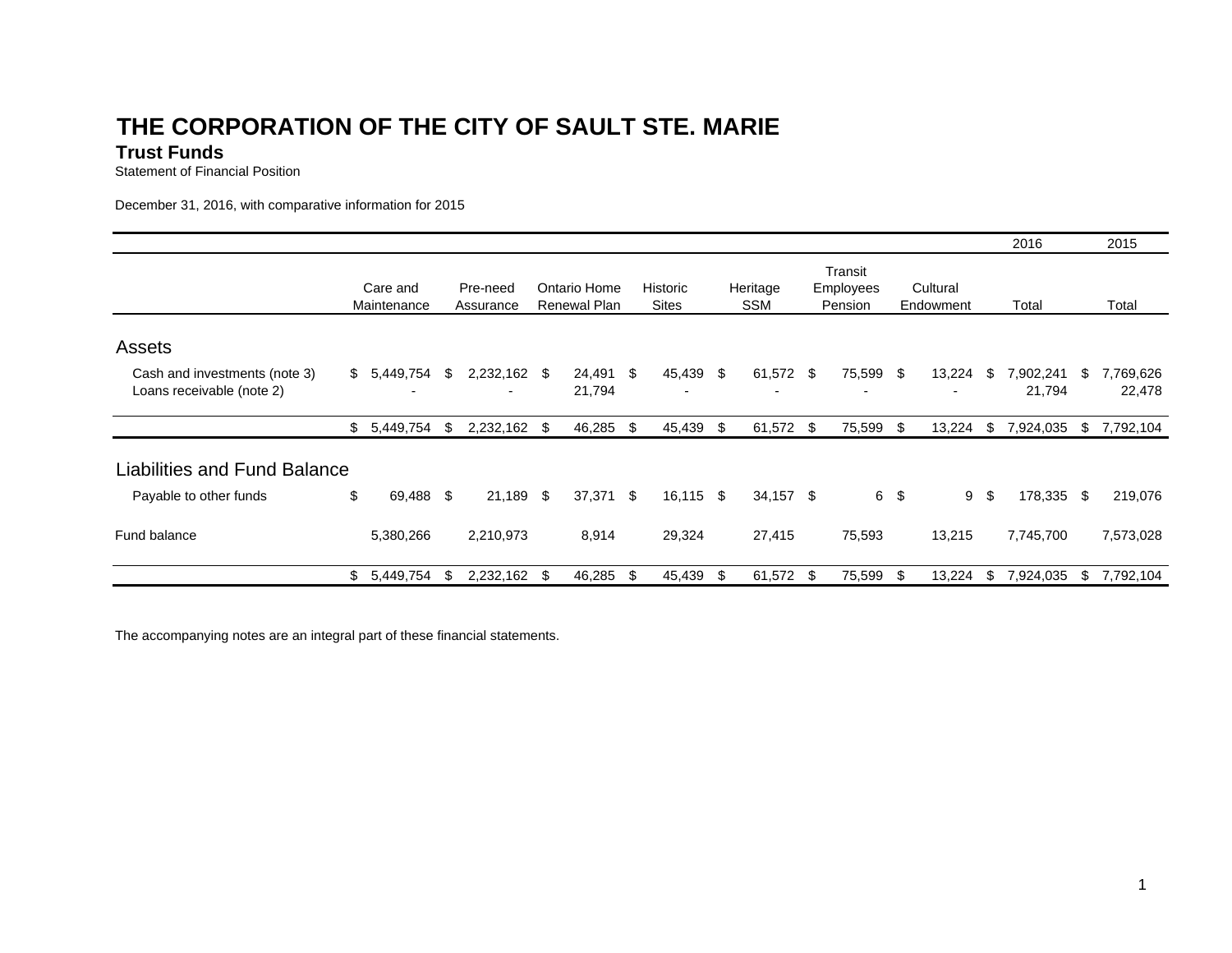# THE CORPORATION OF THE CITY OF SAULT STE. MARIE

## Trust Funds

Statement of Financial Position

December 31, 2016, with comparative information for 2015

| | Care and Maintenance | Pre-need Assurance | Ontario Home Renewal Plan | Historic Sites | Heritage SSM | Transit Employees Pension | Cultural Endowment | 2016 Total | 2015 Total |
|---|---|---|---|---|---|---|---|---|---|
| **Assets** | | | | | | | | | |
| Cash and investments (note 3) | $ 5,449,754 | $ 2,232,162 | $ 24,491 | $ 45,439 | $ 61,572 | $ 75,599 | $ 13,224 | $ 7,902,241 | $ 7,769,626 |
| Loans receivable (note 2) | - | - | 21,794 | - | - | - | - | 21,794 | 22,478 |
| | $ 5,449,754 | $ 2,232,162 | $ 46,285 | $ 45,439 | $ 61,572 | $ 75,599 | $ 13,224 | $ 7,924,035 | $ 7,792,104 |
| **Liabilities and Fund Balance** | | | | | | | | | |
| Payable to other funds | $ 69,488 | $ 21,189 | $ 37,371 | $ 16,115 | $ 34,157 | $ 6 | $ 9 | $ 178,335 | $ 219,076 |
| Fund balance | 5,380,266 | 2,210,973 | 8,914 | 29,324 | 27,415 | 75,593 | 13,215 | 7,745,700 | 7,573,028 |
| | $ 5,449,754 | $ 2,232,162 | $ 46,285 | $ 45,439 | $ 61,572 | $ 75,599 | $ 13,224 | $ 7,924,035 | $ 7,792,104 |

The accompanying notes are an integral part of these financial statements.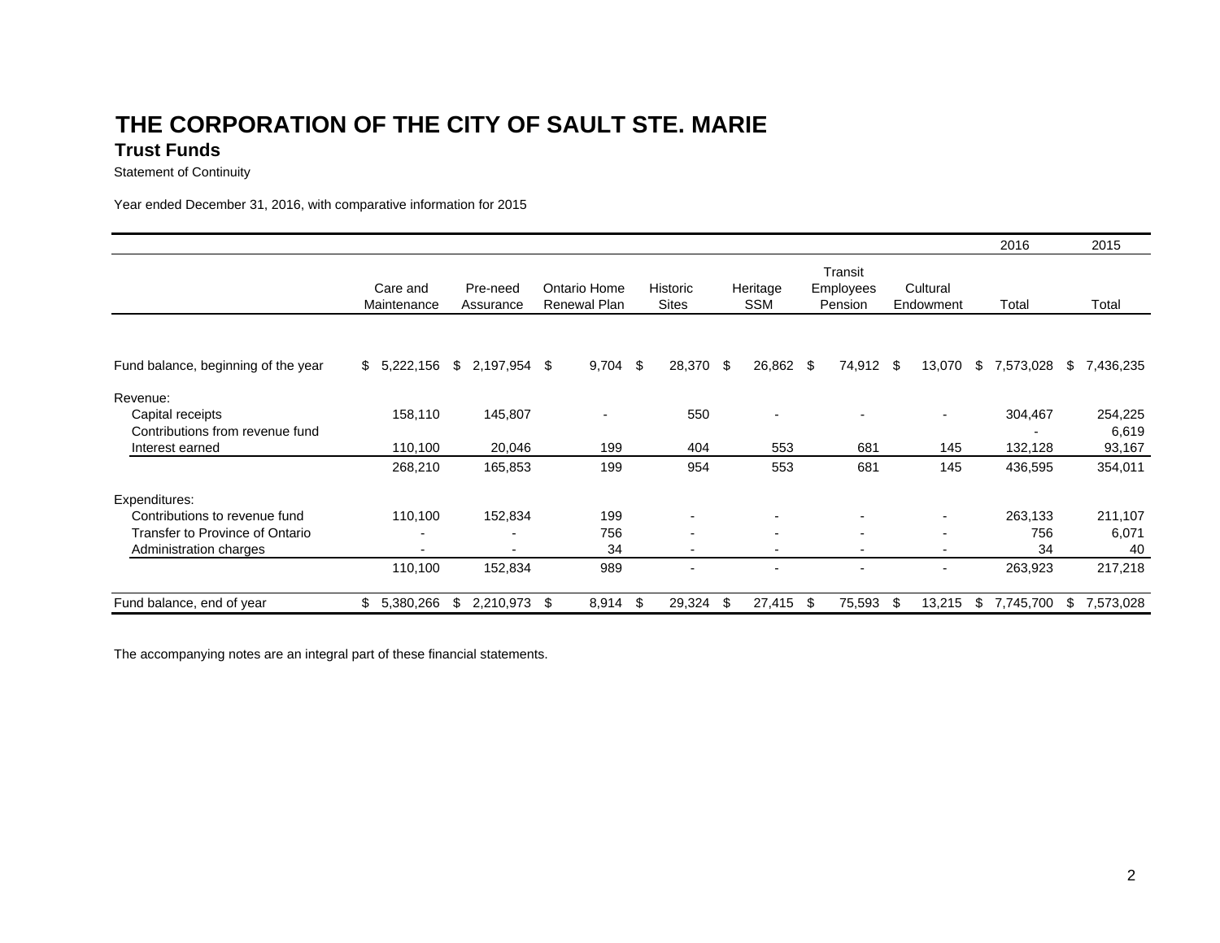# THE CORPORATION OF THE CITY OF SAULT STE. MARIE

## Trust Funds

Statement of Continuity

Year ended December 31, 2016, with comparative information for 2015

| | Care and Maintenance | Pre-need Assurance | Ontario Home Renewal Plan | Historic Sites | Heritage SSM | Transit Employees Pension | Cultural Endowment | 2016 Total | 2015 Total |
|---|---|---|---|---|---|---|---|---|---|
| Fund balance, beginning of the year | $ 5,222,156 | $ 2,197,954 | $ 9,704 | $ 28,370 | $ 26,862 | $ 74,912 | $ 13,070 | $ 7,573,028 | $ 7,436,235 |
| Revenue: | | | | | | | | | |
| Capital receipts | 158,110 | 145,807 | - | 550 | - | - | - | 304,467 | 254,225 |
| Contributions from revenue fund | | | | | | | | - | 6,619 |
| Interest earned | 110,100 | 20,046 | 199 | 404 | 553 | 681 | 145 | 132,128 | 93,167 |
| | 268,210 | 165,853 | 199 | 954 | 553 | 681 | 145 | 436,595 | 354,011 |
| Expenditures: | | | | | | | | | |
| Contributions to revenue fund | 110,100 | 152,834 | 199 | - | - | - | - | 263,133 | 211,107 |
| Transfer to Province of Ontario | - | - | 756 | - | - | - | - | 756 | 6,071 |
| Administration charges | - | - | 34 | - | - | - | - | 34 | 40 |
| | 110,100 | 152,834 | 989 | - | - | - | - | 263,923 | 217,218 |
| Fund balance, end of year | $ 5,380,266 | $ 2,210,973 | $ 8,914 | $ 29,324 | $ 27,415 | $ 75,593 | $ 13,215 | $ 7,745,700 | $ 7,573,028 |

The accompanying notes are an integral part of these financial statements.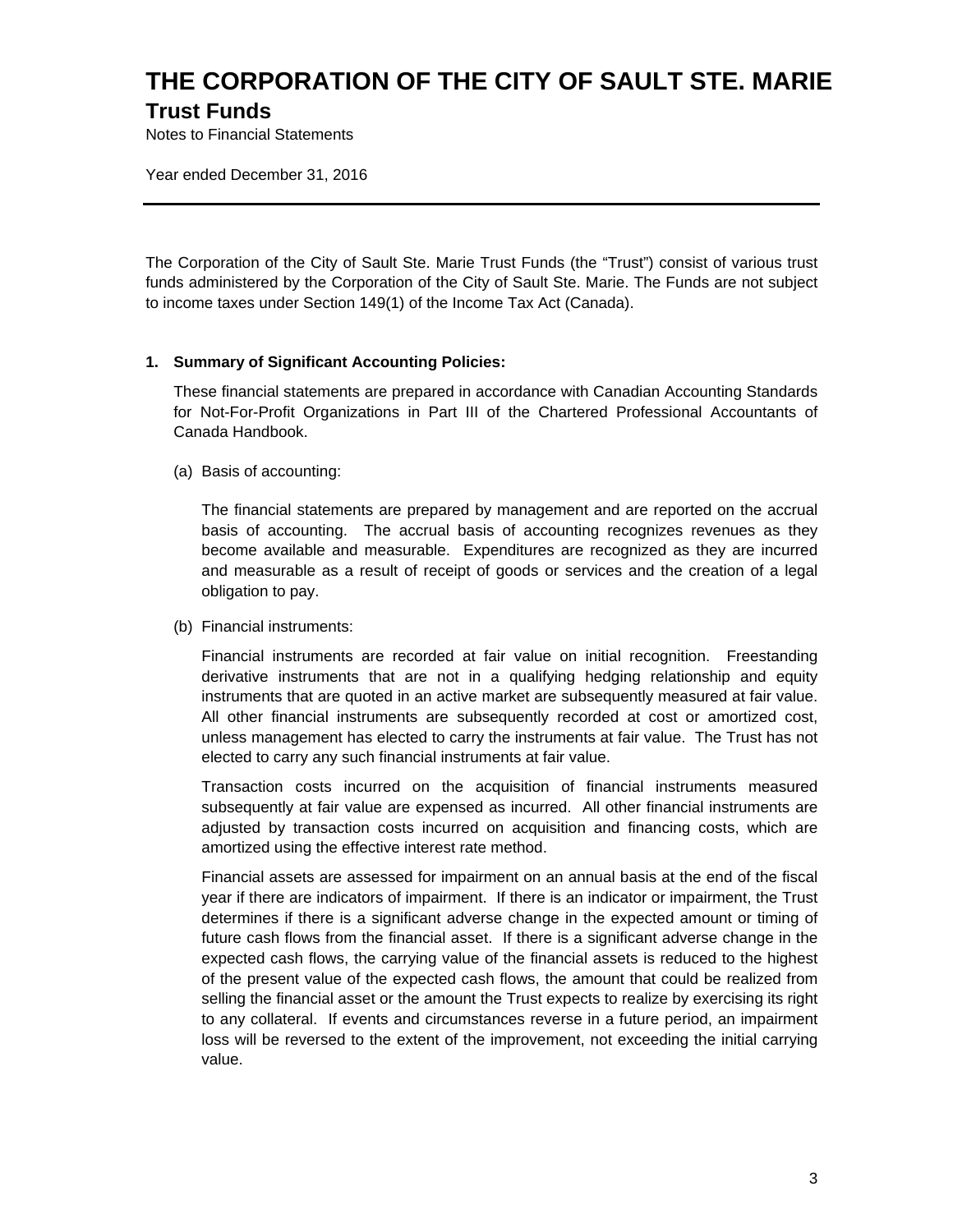# THE CORPORATION OF THE CITY OF SAULT STE. MARIE

## Trust Funds

Notes to Financial Statements

Year ended December 31, 2016

---

The Corporation of the City of Sault Ste. Marie Trust Funds (the "Trust") consist of various trust funds administered by the Corporation of the City of Sault Ste. Marie. The Funds are not subject to income taxes under Section 149(1) of the Income Tax Act (Canada).

**1. Summary of Significant Accounting Policies:**

These financial statements are prepared in accordance with Canadian Accounting Standards for Not-For-Profit Organizations in Part III of the Chartered Professional Accountants of Canada Handbook.

(a) Basis of accounting:

The financial statements are prepared by management and are reported on the accrual basis of accounting. The accrual basis of accounting recognizes revenues as they become available and measurable. Expenditures are recognized as they are incurred and measurable as a result of receipt of goods or services and the creation of a legal obligation to pay.

(b) Financial instruments:

Financial instruments are recorded at fair value on initial recognition. Freestanding derivative instruments that are not in a qualifying hedging relationship and equity instruments that are quoted in an active market are subsequently measured at fair value. All other financial instruments are subsequently recorded at cost or amortized cost, unless management has elected to carry the instruments at fair value. The Trust has not elected to carry any such financial instruments at fair value.

Transaction costs incurred on the acquisition of financial instruments measured subsequently at fair value are expensed as incurred. All other financial instruments are adjusted by transaction costs incurred on acquisition and financing costs, which are amortized using the effective interest rate method.

Financial assets are assessed for impairment on an annual basis at the end of the fiscal year if there are indicators of impairment. If there is an indicator or impairment, the Trust determines if there is a significant adverse change in the expected amount or timing of future cash flows from the financial asset. If there is a significant adverse change in the expected cash flows, the carrying value of the financial assets is reduced to the highest of the present value of the expected cash flows, the amount that could be realized from selling the financial asset or the amount the Trust expects to realize by exercising its right to any collateral. If events and circumstances reverse in a future period, an impairment loss will be reversed to the extent of the improvement, not exceeding the initial carrying value.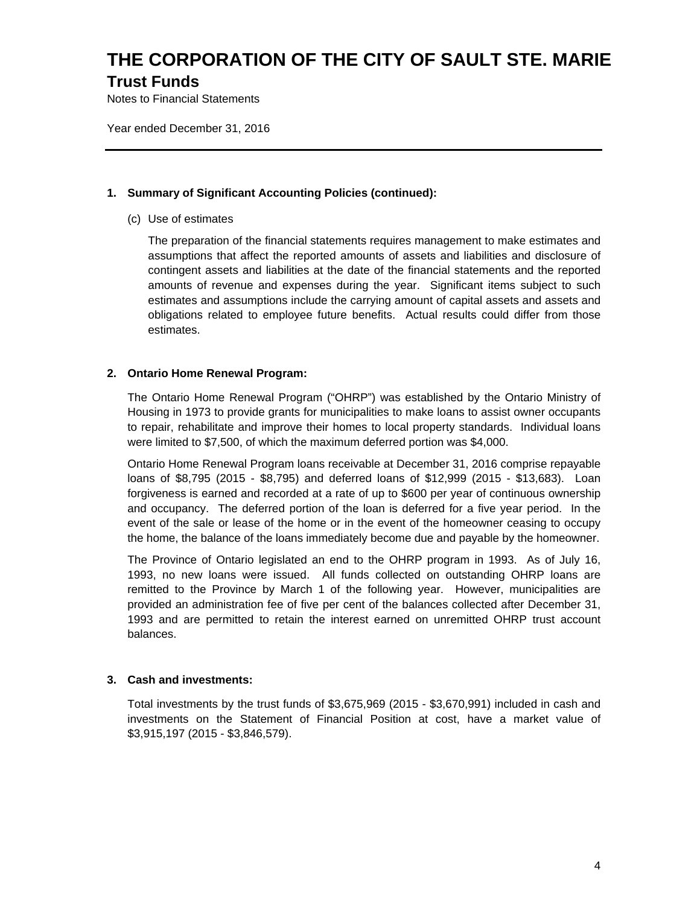# THE CORPORATION OF THE CITY OF SAULT STE. MARIE

## Trust Funds

Notes to Financial Statements

Year ended December 31, 2016

---

### 1. Summary of Significant Accounting Policies (continued):

(c) Use of estimates

The preparation of the financial statements requires management to make estimates and assumptions that affect the reported amounts of assets and liabilities and disclosure of contingent assets and liabilities at the date of the financial statements and the reported amounts of revenue and expenses during the year. Significant items subject to such estimates and assumptions include the carrying amount of capital assets and assets and obligations related to employee future benefits. Actual results could differ from those estimates.

### 2. Ontario Home Renewal Program:

The Ontario Home Renewal Program ("OHRP") was established by the Ontario Ministry of Housing in 1973 to provide grants for municipalities to make loans to assist owner occupants to repair, rehabilitate and improve their homes to local property standards. Individual loans were limited to $7,500, of which the maximum deferred portion was $4,000.

Ontario Home Renewal Program loans receivable at December 31, 2016 comprise repayable loans of $8,795 (2015 - $8,795) and deferred loans of $12,999 (2015 - $13,683). Loan forgiveness is earned and recorded at a rate of up to $600 per year of continuous ownership and occupancy. The deferred portion of the loan is deferred for a five year period. In the event of the sale or lease of the home or in the event of the homeowner ceasing to occupy the home, the balance of the loans immediately become due and payable by the homeowner.

The Province of Ontario legislated an end to the OHRP program in 1993. As of July 16, 1993, no new loans were issued. All funds collected on outstanding OHRP loans are remitted to the Province by March 1 of the following year. However, municipalities are provided an administration fee of five per cent of the balances collected after December 31, 1993 and are permitted to retain the interest earned on unremitted OHRP trust account balances.

### 3. Cash and investments:

Total investments by the trust funds of $3,675,969 (2015 - $3,670,991) included in cash and investments on the Statement of Financial Position at cost, have a market value of $3,915,197 (2015 - $3,846,579).